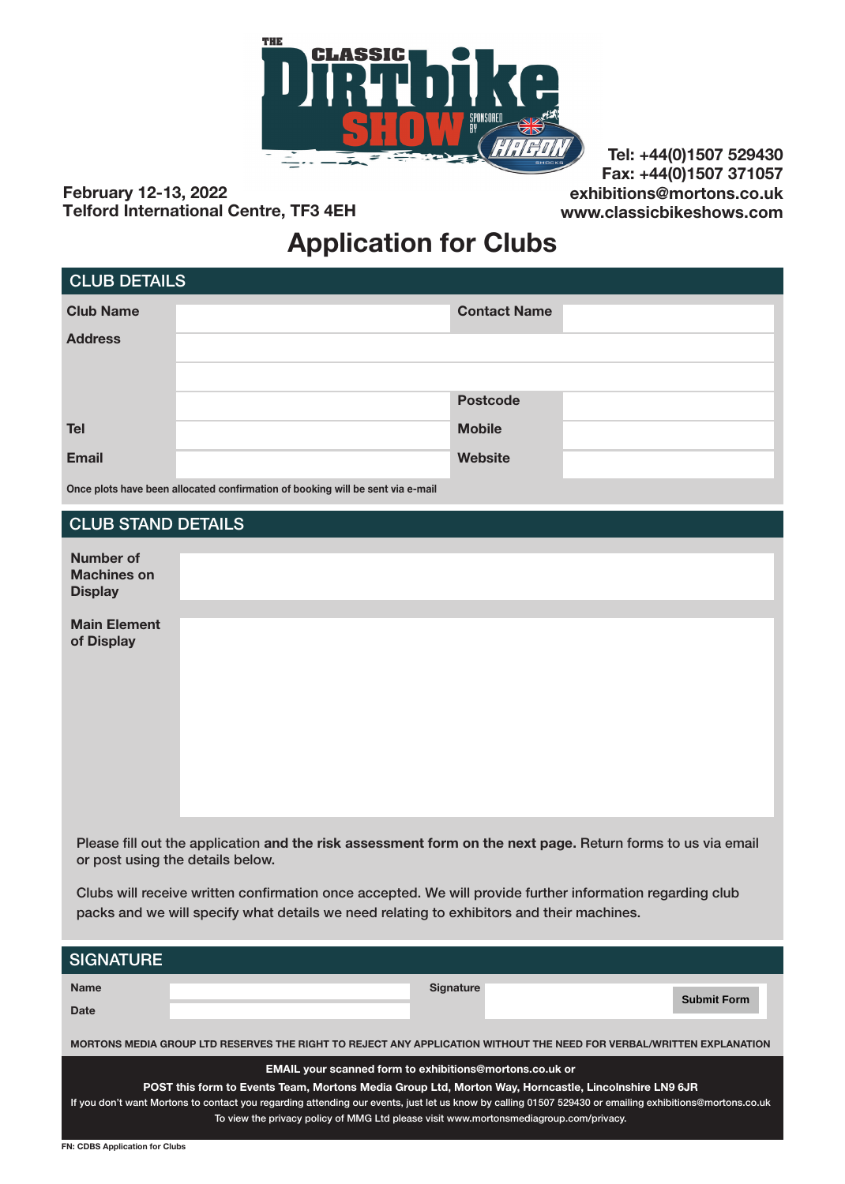# THE CLASSIC DIRTBIKE SHOW

SPONSORED BY HAGON SHOCKS

February 12-13, 2022
Telford International Centre, TF3 4EH

Tel: +44(0)1507 529430
Fax: +44(0)1507 371057
exhibitions@mortons.co.uk
www.classicbikeshows.com

## Application for Clubs

### CLUB DETAILS

| | | | |
|---|---|---|---|
| **Club Name** | | **Contact Name** | |
| **Address** | | | |
| | | | |
| | | **Postcode** | |
| **Tel** | | **Mobile** | |
| **Email** | | **Website** | |

**Once plots have been allocated confirmation of booking will be sent via e-mail**

### CLUB STAND DETAILS

| | |
|---|---|
| **Number of Machines on Display** | |
| **Main Element of Display** | |

Please fill out the application **and the risk assessment form on the next page.** Return forms to us via email or post using the details below.

Clubs will receive written confirmation once accepted. We will provide further information regarding club packs and we will specify what details we need relating to exhibitors and their machines.

### SIGNATURE

| | | | |
|---|---|---|---|
| **Name** | | **Signature** | |
| **Date** | | | |

Submit Form

**MORTONS MEDIA GROUP LTD RESERVES THE RIGHT TO REJECT ANY APPLICATION WITHOUT THE NEED FOR VERBAL/WRITTEN EXPLANATION**

**EMAIL your scanned form to exhibitions@mortons.co.uk or**

**POST this form to Events Team, Mortons Media Group Ltd, Morton Way, Horncastle, Lincolnshire LN9 6JR**

If you don't want Mortons to contact you regarding attending our events, just let us know by calling 01507 529430 or emailing exhibitions@mortons.co.uk

To view the privacy policy of MMG Ltd please visit www.mortonsmediagroup.com/privacy.

FN: CDBS Application for Clubs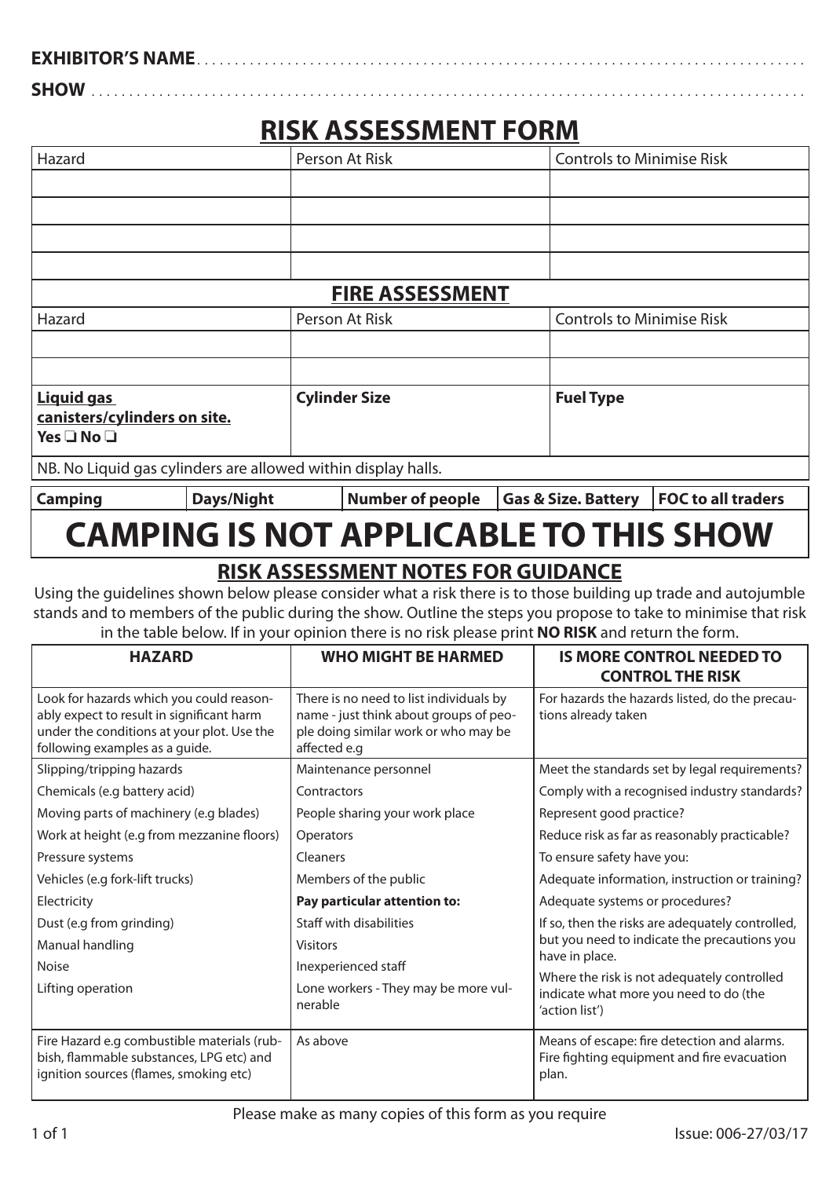**EXHIBITOR'S NAME**. . . . . . . . . . . . . . . . . . . . . . . . . . . . . . . . . . . . . . . . . . . . . . . . . . . . . . . . . . . . . . . . . . . . . . . . . . . .

**SHOW** . . . . . . . . . . . . . . . . . . . . . . . . . . . . . . . . . . . . . . . . . . . . . . . . . . . . . . . . . . . . . . . . . . . . . . . . . . . . . . . . . . . . . . .

# RISK ASSESSMENT FORM

| Hazard | Person At Risk | Controls to Minimise Risk |
|---|---|---|
| | | |
| | | |
| | | |
| | | |

## FIRE ASSESSMENT

| Hazard | Person At Risk | Controls to Minimise Risk |
|---|---|---|
| | | |
| | | |
| **Liquid gas canisters/cylinders on site.** **Yes ❑ No ❑** | **Cylinder Size** | **Fuel Type** |

NB. No Liquid gas cylinders are allowed within display halls.

| Camping | Days/Night | Number of people | Gas & Size. Battery | FOC to all traders |
|---|---|---|---|---|

# CAMPING IS NOT APPLICABLE TO THIS SHOW

## RISK ASSESSMENT NOTES FOR GUIDANCE

Using the guidelines shown below please consider what a risk there is to those building up trade and autojumble stands and to members of the public during the show. Outline the steps you propose to take to minimise that risk in the table below. If in your opinion there is no risk please print **NO RISK** and return the form.

| HAZARD | WHO MIGHT BE HARMED | IS MORE CONTROL NEEDED TO CONTROL THE RISK |
|---|---|---|
| Look for hazards which you could reasonably expect to result in significant harm under the conditions at your plot. Use the following examples as a guide. | There is no need to list individuals by name - just think about groups of people doing similar work or who may be affected e.g | For hazards the hazards listed, do the precautions already taken |
| Slipping/tripping hazards | Maintenance personnel | Meet the standards set by legal requirements? |
| Chemicals (e.g battery acid) | Contractors | Comply with a recognised industry standards? |
| Moving parts of machinery (e.g blades) | People sharing your work place | Represent good practice? |
| Work at height (e.g from mezzanine floors) | Operators | Reduce risk as far as reasonably practicable? |
| Pressure systems | Cleaners | To ensure safety have you: |
| Vehicles (e.g fork-lift trucks) | Members of the public | Adequate information, instruction or training? |
| Electricity | **Pay particular attention to:** | Adequate systems or procedures? |
| Dust (e.g from grinding) | Staff with disabilities | If so, then the risks are adequately controlled, but you need to indicate the precautions you have in place. |
| Manual handling | Visitors | |
| Noise | Inexperienced staff | Where the risk is not adequately controlled indicate what more you need to do (the 'action list') |
| Lifting operation | Lone workers - They may be more vulnerable | |
| Fire Hazard e.g combustible materials (rubbish, flammable substances, LPG etc) and ignition sources (flames, smoking etc) | As above | Means of escape: fire detection and alarms. Fire fighting equipment and fire evacuation plan. |

Please make as many copies of this form as you require

Issue: 006-27/03/17